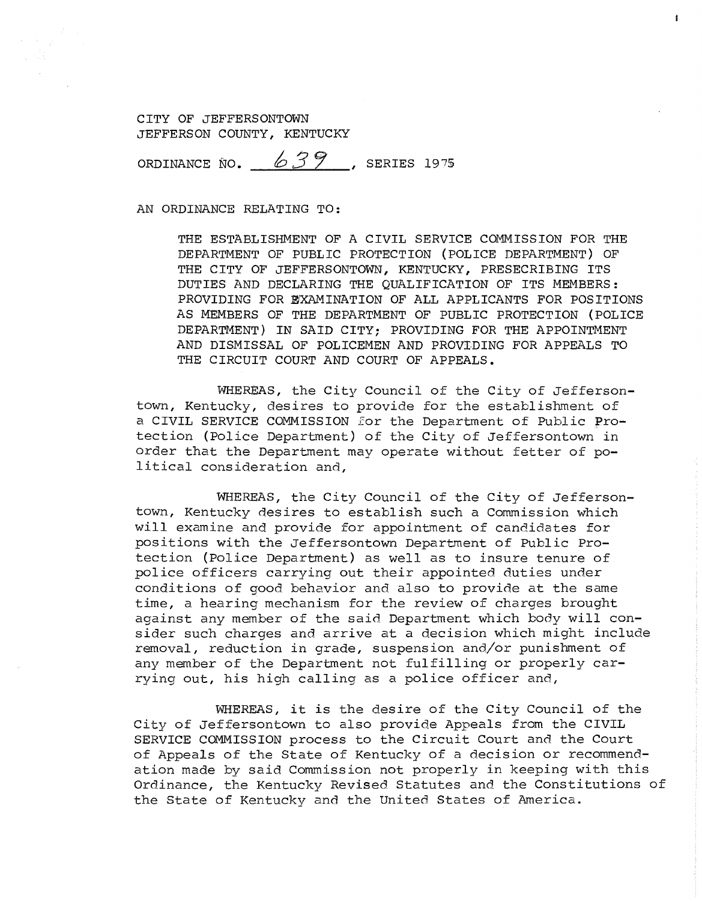CITY OF JEFFERSONTOWN
JEFFERSON COUNTY, KENTUCKY

ORDINANCE NO. 639, SERIES 1975

AN ORDINANCE RELATING TO:

> THE ESTABLISHMENT OF A CIVIL SERVICE COMMISSION FOR THE DEPARTMENT OF PUBLIC PROTECTION (POLICE DEPARTMENT) OF THE CITY OF JEFFERSONTOWN, KENTUCKY, PRESECRIBING ITS DUTIES AND DECLARING THE QUALIFICATION OF ITS MEMBERS: PROVIDING FOR EXAMINATION OF ALL APPLICANTS FOR POSITIONS AS MEMBERS OF THE DEPARTMENT OF PUBLIC PROTECTION (POLICE DEPARTMENT) IN SAID CITY; PROVIDING FOR THE APPOINTMENT AND DISMISSAL OF POLICEMEN AND PROVIDING FOR APPEALS TO THE CIRCUIT COURT AND COURT OF APPEALS.

WHEREAS, the City Council of the City of Jeffersontown, Kentucky, desires to provide for the establishment of a CIVIL SERVICE COMMISSION for the Department of Public Protection (Police Department) of the City of Jeffersontown in order that the Department may operate without fetter of political consideration and,

WHEREAS, the City Council of the City of Jeffersontown, Kentucky desires to establish such a Commission which will examine and provide for appointment of candidates for positions with the Jeffersontown Department of Public Protection (Police Department) as well as to insure tenure of police officers carrying out their appointed duties under conditions of good behavior and also to provide at the same time, a hearing mechanism for the review of charges brought against any member of the said Department which body will consider such charges and arrive at a decision which might include removal, reduction in grade, suspension and/or punishment of any member of the Department not fulfilling or properly carrying out, his high calling as a police officer and,

WHEREAS, it is the desire of the City Council of the City of Jeffersontown to also provide Appeals from the CIVIL SERVICE COMMISSION process to the Circuit Court and the Court of Appeals of the State of Kentucky of a decision or recommendation made by said Commission not properly in keeping with this Ordinance, the Kentucky Revised Statutes and the Constitutions of the State of Kentucky and the United States of America.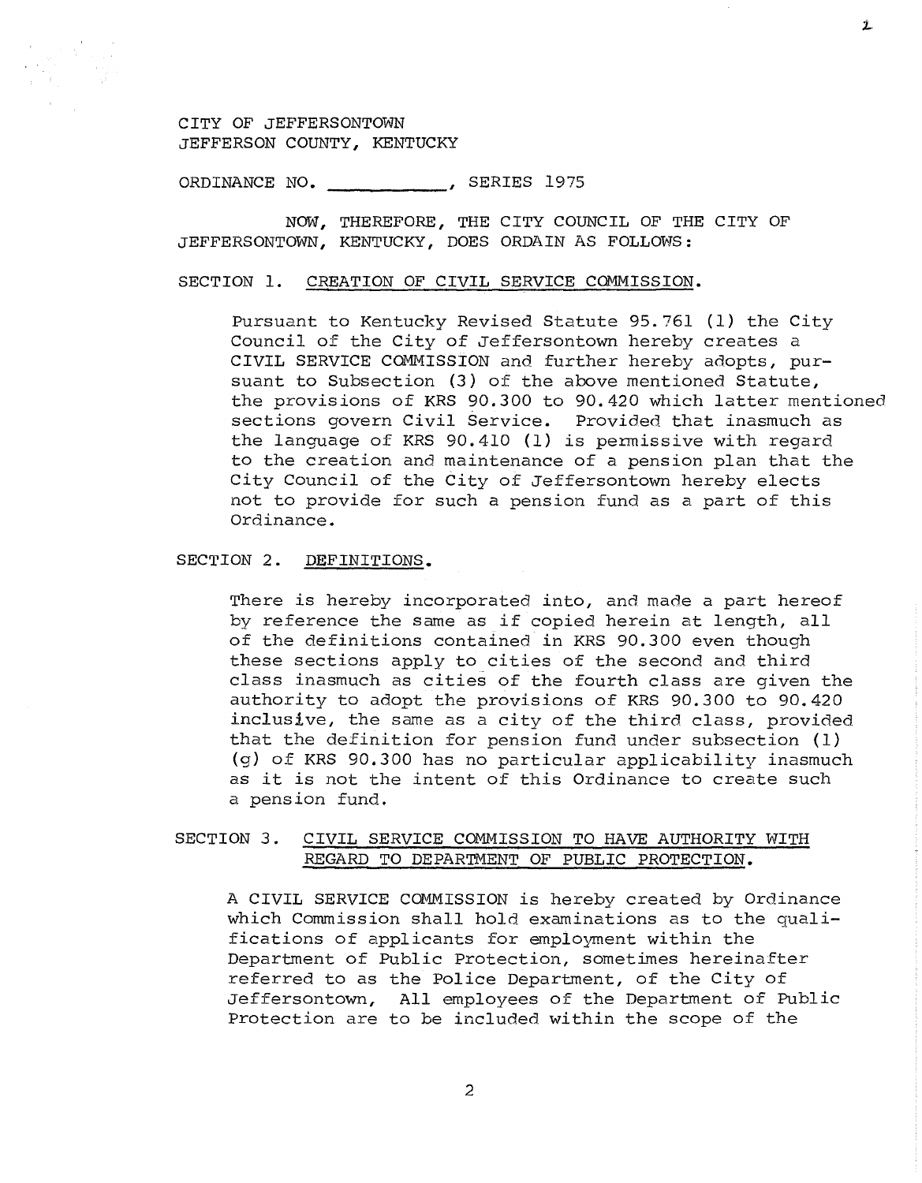CITY OF JEFFERSONTOWN
JEFFERSON COUNTY, KENTUCKY

ORDINANCE NO. ___________, SERIES 1975

NOW, THEREFORE, THE CITY COUNCIL OF THE CITY OF JEFFERSONTOWN, KENTUCKY, DOES ORDAIN AS FOLLOWS:

SECTION 1. <u>CREATION OF CIVIL SERVICE COMMISSION.</u>

Pursuant to Kentucky Revised Statute 95.761 (1) the City Council of the City of Jeffersontown hereby creates a CIVIL SERVICE COMMISSION and further hereby adopts, pursuant to Subsection (3) of the above mentioned Statute, the provisions of KRS 90.300 to 90.420 which latter mentioned sections govern Civil Service. Provided that inasmuch as the language of KRS 90.410 (1) is permissive with regard to the creation and maintenance of a pension plan that the City Council of the City of Jeffersontown hereby elects not to provide for such a pension fund as a part of this Ordinance.

SECTION 2. <u>DEFINITIONS.</u>

There is hereby incorporated into, and made a part hereof by reference the same as if copied herein at length, all of the definitions contained in KRS 90.300 even though these sections apply to cities of the second and third class inasmuch as cities of the fourth class are given the authority to adopt the provisions of KRS 90.300 to 90.420 inclusive, the same as a city of the third class, provided that the definition for pension fund under subsection (1) (g) of KRS 90.300 has no particular applicability inasmuch as it is not the intent of this Ordinance to create such a pension fund.

SECTION 3. <u>CIVIL SERVICE COMMISSION TO HAVE AUTHORITY WITH REGARD TO DEPARTMENT OF PUBLIC PROTECTION.</u>

A CIVIL SERVICE COMMISSION is hereby created by Ordinance which Commission shall hold examinations as to the qualifications of applicants for employment within the Department of Public Protection, sometimes hereinafter referred to as the Police Department, of the City of Jeffersontown, All employees of the Department of Public Protection are to be included within the scope of the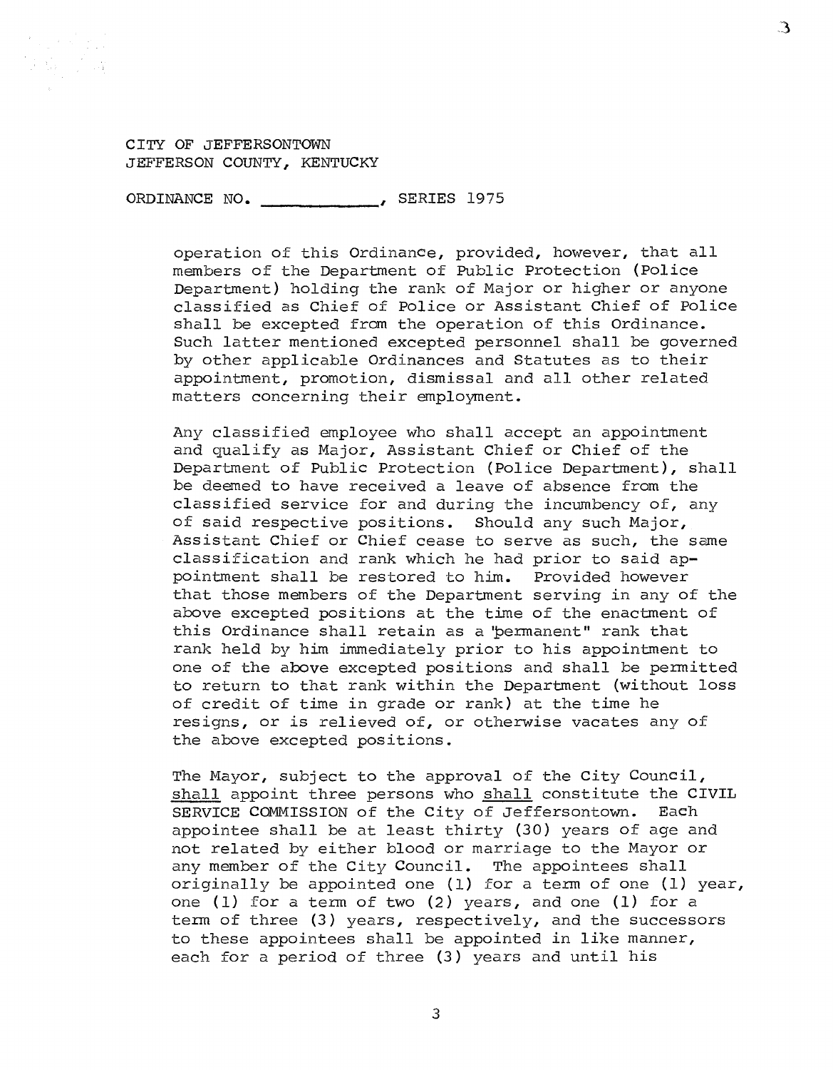CITY OF JEFFERSONTOWN
JEFFERSON COUNTY, KENTUCKY

ORDINANCE NO. ____________, SERIES 1975

operation of this Ordinance, provided, however, that all members of the Department of Public Protection (Police Department) holding the rank of Major or higher or anyone classified as Chief of Police or Assistant Chief of Police shall be excepted from the operation of this Ordinance. Such latter mentioned excepted personnel shall be governed by other applicable Ordinances and Statutes as to their appointment, promotion, dismissal and all other related matters concerning their employment.

Any classified employee who shall accept an appointment and qualify as Major, Assistant Chief or Chief of the Department of Public Protection (Police Department), shall be deemed to have received a leave of absence from the classified service for and during the incumbency of, any of said respective positions. Should any such Major, Assistant Chief or Chief cease to serve as such, the same classification and rank which he had prior to said appointment shall be restored to him. Provided however that those members of the Department serving in any of the above excepted positions at the time of the enactment of this Ordinance shall retain as a "permanent" rank that rank held by him immediately prior to his appointment to one of the above excepted positions and shall be permitted to return to that rank within the Department (without loss of credit of time in grade or rank) at the time he resigns, or is relieved of, or otherwise vacates any of the above excepted positions.

The Mayor, subject to the approval of the City Council, <u>shall</u> appoint three persons who <u>shall</u> constitute the CIVIL SERVICE COMMISSION of the City of Jeffersontown. Each appointee shall be at least thirty (30) years of age and not related by either blood or marriage to the Mayor or any member of the City Council. The appointees shall originally be appointed one (1) for a term of one (1) year, one (1) for a term of two (2) years, and one (1) for a term of three (3) years, respectively, and the successors to these appointees shall be appointed in like manner, each for a period of three (3) years and until his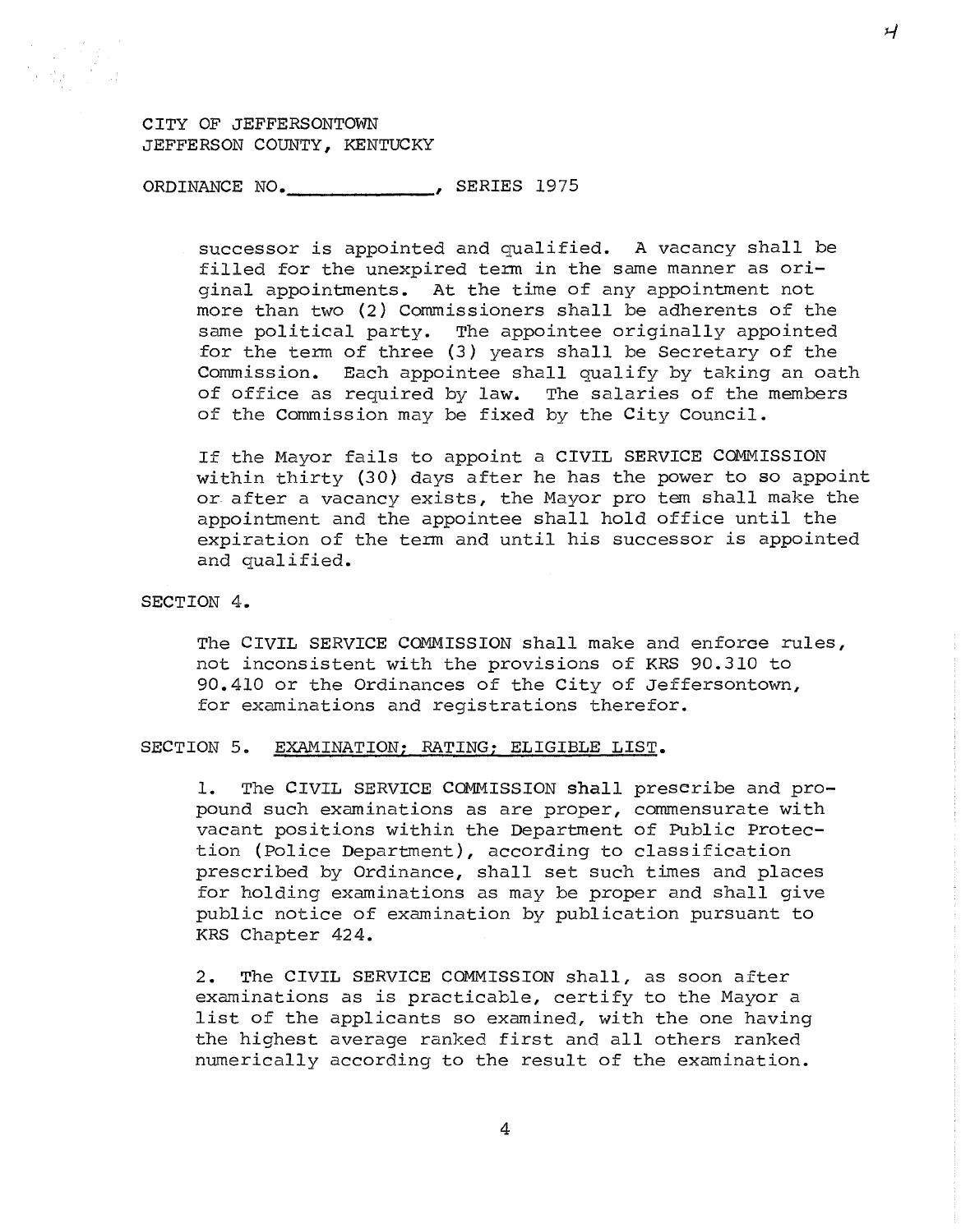CITY OF JEFFERSONTOWN
JEFFERSON COUNTY, KENTUCKY

ORDINANCE NO.______________, SERIES 1975

successor is appointed and qualified. A vacancy shall be filled for the unexpired term in the same manner as original appointments. At the time of any appointment not more than two (2) Commissioners shall be adherents of the same political party. The appointee originally appointed for the term of three (3) years shall be Secretary of the Commission. Each appointee shall qualify by taking an oath of office as required by law. The salaries of the members of the Commission may be fixed by the City Council.

If the Mayor fails to appoint a CIVIL SERVICE COMMISSION within thirty (30) days after he has the power to so appoint or after a vacancy exists, the Mayor pro tem shall make the appointment and the appointee shall hold office until the expiration of the term and until his successor is appointed and qualified.

SECTION 4.

The CIVIL SERVICE COMMISSION shall make and enforce rules, not inconsistent with the provisions of KRS 90.310 to 90.410 or the Ordinances of the City of Jeffersontown, for examinations and registrations therefor.

SECTION 5. <u>EXAMINATION; RATING; ELIGIBLE LIST</u>.

1. The CIVIL SERVICE COMMISSION shall prescribe and propound such examinations as are proper, commensurate with vacant positions within the Department of Public Protection (Police Department), according to classification prescribed by Ordinance, shall set such times and places for holding examinations as may be proper and shall give public notice of examination by publication pursuant to KRS Chapter 424.

2. The CIVIL SERVICE COMMISSION shall, as soon after examinations as is practicable, certify to the Mayor a list of the applicants so examined, with the one having the highest average ranked first and all others ranked numerically according to the result of the examination.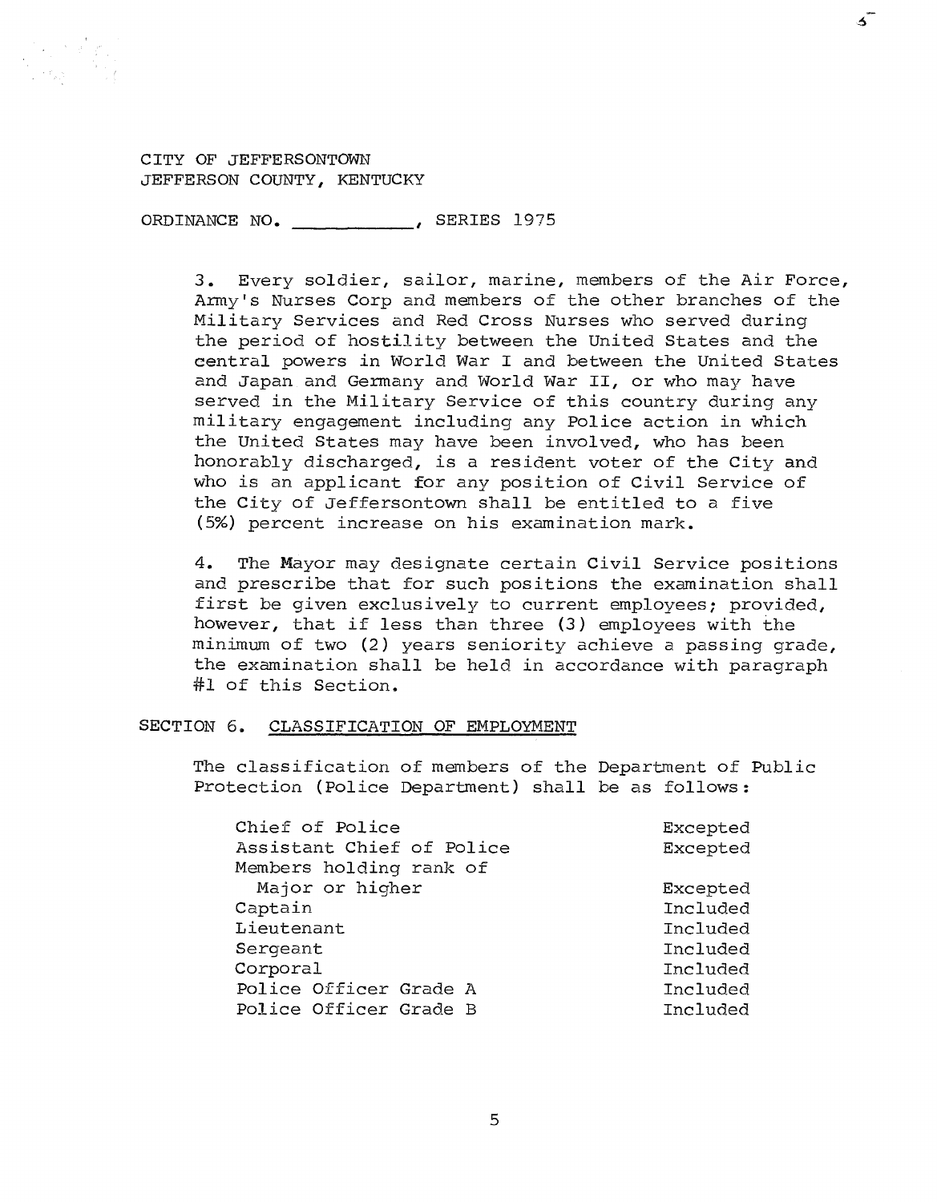CITY OF JEFFERSONTOWN
JEFFERSON COUNTY, KENTUCKY

ORDINANCE NO. ___________, SERIES 1975

3. Every soldier, sailor, marine, members of the Air Force, Army's Nurses Corp and members of the other branches of the Military Services and Red Cross Nurses who served during the period of hostility between the United States and the central powers in World War I and between the United States and Japan and Germany and World War II, or who may have served in the Military Service of this country during any military engagement including any Police action in which the United States may have been involved, who has been honorably discharged, is a resident voter of the City and who is an applicant for any position of Civil Service of the City of Jeffersontown shall be entitled to a five (5%) percent increase on his examination mark.

4. The Mayor may designate certain Civil Service positions and prescribe that for such positions the examination shall first be given exclusively to current employees; provided, however, that if less than three (3) employees with the minimum of two (2) years seniority achieve a passing grade, the examination shall be held in accordance with paragraph #1 of this Section.

## SECTION 6. CLASSIFICATION OF EMPLOYMENT

The classification of members of the Department of Public Protection (Police Department) shall be as follows:

| | |
|---|---|
| Chief of Police | Excepted |
| Assistant Chief of Police | Excepted |
| Members holding rank of Major or higher | Excepted |
| Captain | Included |
| Lieutenant | Included |
| Sergeant | Included |
| Corporal | Included |
| Police Officer Grade A | Included |
| Police Officer Grade B | Included |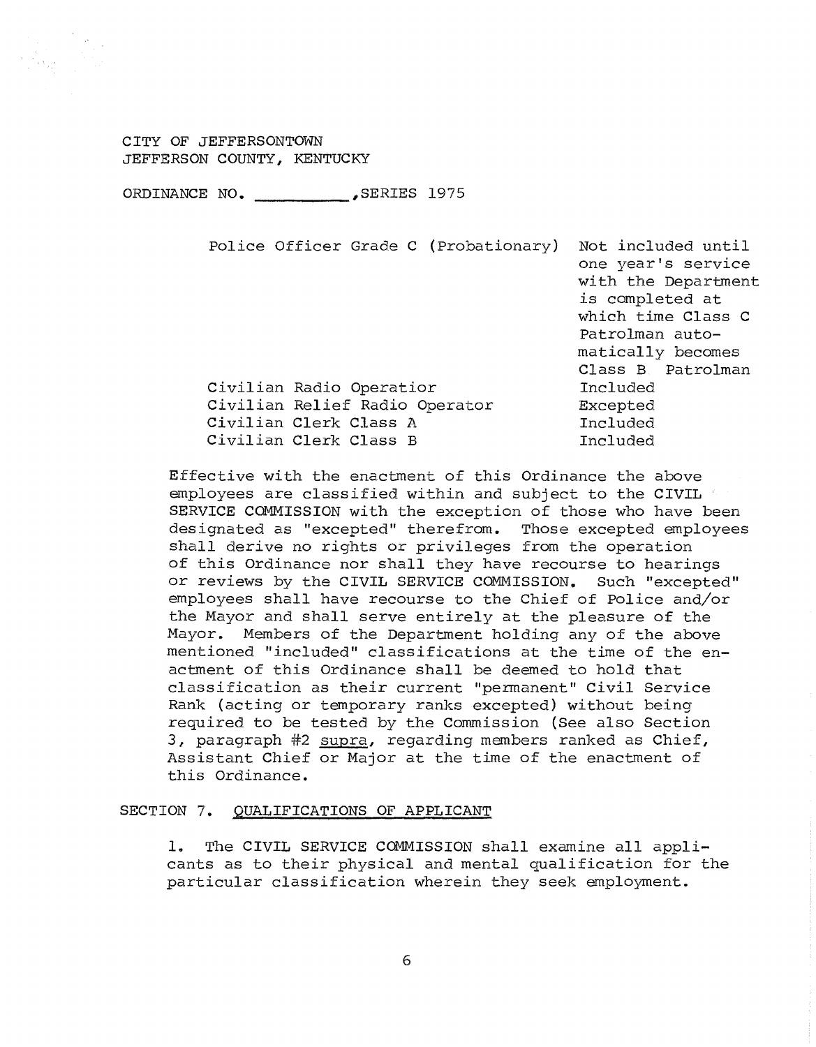CITY OF JEFFERSONTOWN
JEFFERSON COUNTY, KENTUCKY

ORDINANCE NO. __________, SERIES 1975

| | |
|---|---|
| Police Officer Grade C (Probationary) | Not included until one year's service with the Department is completed at which time Class C Patrolman automatically becomes Class B Patrolman |
| Civilian Radio Operatior | Included |
| Civilian Relief Radio Operator | Excepted |
| Civilian Clerk Class A | Included |
| Civilian Clerk Class B | Included |

Effective with the enactment of this Ordinance the above employees are classified within and subject to the CIVIL SERVICE COMMISSION with the exception of those who have been designated as "excepted" therefrom. Those excepted employees shall derive no rights or privileges from the operation of this Ordinance nor shall they have recourse to hearings or reviews by the CIVIL SERVICE COMMISSION. Such "excepted" employees shall have recourse to the Chief of Police and/or the Mayor and shall serve entirely at the pleasure of the Mayor. Members of the Department holding any of the above mentioned "included" classifications at the time of the enactment of this Ordinance shall be deemed to hold that classification as their current "permanent" Civil Service Rank (acting or temporary ranks excepted) without being required to be tested by the Commission (See also Section 3, paragraph #2 supra, regarding members ranked as Chief, Assistant Chief or Major at the time of the enactment of this Ordinance.

SECTION 7. QUALIFICATIONS OF APPLICANT

1. The CIVIL SERVICE COMMISSION shall examine all applicants as to their physical and mental qualification for the particular classification wherein they seek employment.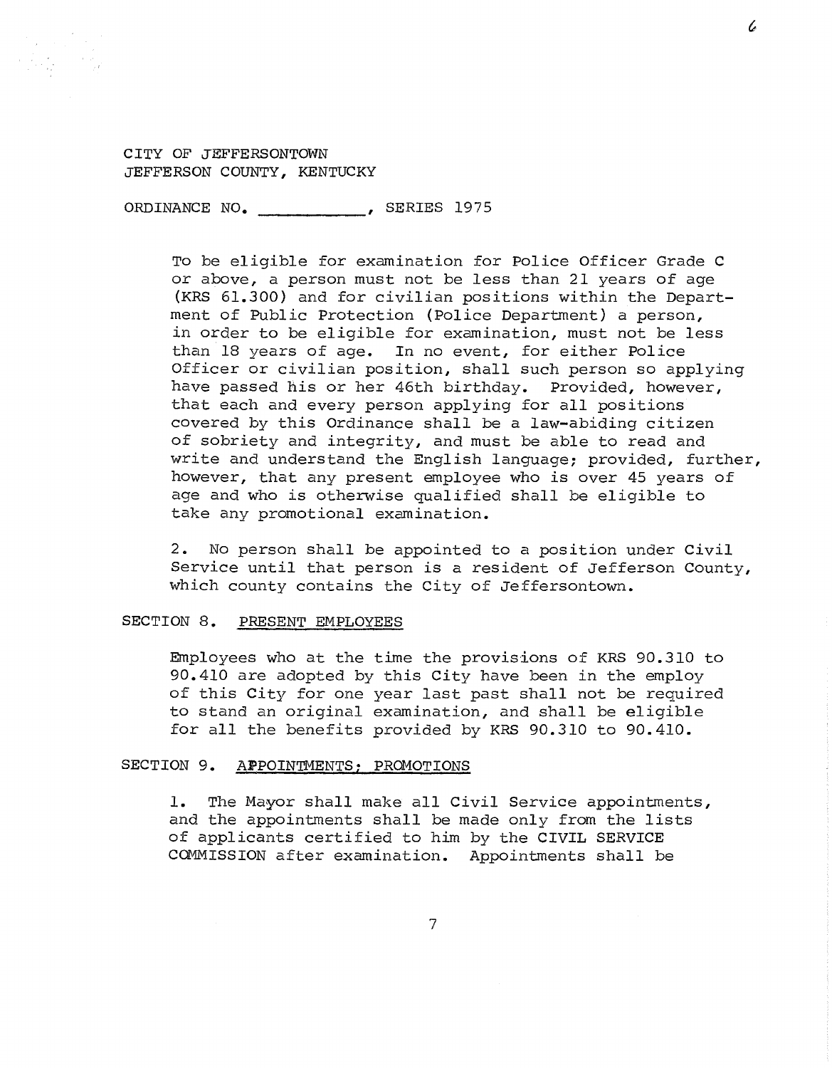CITY OF JEFFERSONTOWN
JEFFERSON COUNTY, KENTUCKY

ORDINANCE NO. \_\_\_\_\_\_\_\_\_\_\_, SERIES 1975

To be eligible for examination for Police Officer Grade C or above, a person must not be less than 21 years of age (KRS 61.300) and for civilian positions within the Department of Public Protection (Police Department) a person, in order to be eligible for examination, must not be less than 18 years of age. In no event, for either Police Officer or civilian position, shall such person so applying have passed his or her 46th birthday. Provided, however, that each and every person applying for all positions covered by this Ordinance shall be a law-abiding citizen of sobriety and integrity, and must be able to read and write and understand the English language; provided, further, however, that any present employee who is over 45 years of age and who is otherwise qualified shall be eligible to take any promotional examination.

2. No person shall be appointed to a position under Civil Service until that person is a resident of Jefferson County, which county contains the City of Jeffersontown.

SECTION 8. PRESENT EMPLOYEES

Employees who at the time the provisions of KRS 90.310 to 90.410 are adopted by this City have been in the employ of this City for one year last past shall not be required to stand an original examination, and shall be eligible for all the benefits provided by KRS 90.310 to 90.410.

SECTION 9. APPOINTMENTS; PROMOTIONS

1. The Mayor shall make all Civil Service appointments, and the appointments shall be made only from the lists of applicants certified to him by the CIVIL SERVICE COMMISSION after examination. Appointments shall be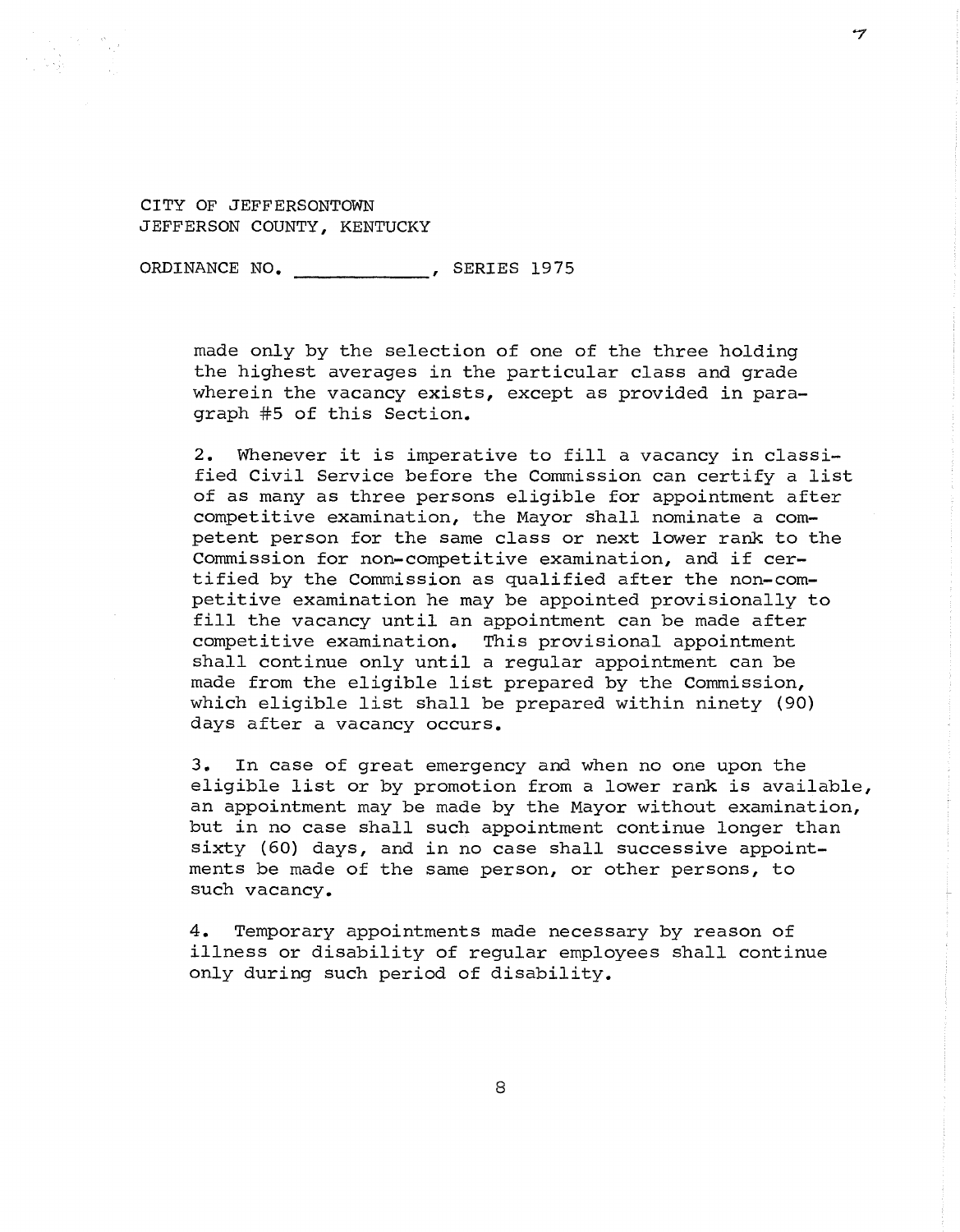CITY OF JEFFERSONTOWN
JEFFERSON COUNTY, KENTUCKY

ORDINANCE NO. ____________, SERIES 1975

made only by the selection of one of the three holding the highest averages in the particular class and grade wherein the vacancy exists, except as provided in paragraph #5 of this Section.

2. Whenever it is imperative to fill a vacancy in classified Civil Service before the Commission can certify a list of as many as three persons eligible for appointment after competitive examination, the Mayor shall nominate a competent person for the same class or next lower rank to the Commission for non-competitive examination, and if certified by the Commission as qualified after the non-competitive examination he may be appointed provisionally to fill the vacancy until an appointment can be made after competitive examination. This provisional appointment shall continue only until a regular appointment can be made from the eligible list prepared by the Commission, which eligible list shall be prepared within ninety (90) days after a vacancy occurs.

3. In case of great emergency and when no one upon the eligible list or by promotion from a lower rank is available, an appointment may be made by the Mayor without examination, but in no case shall such appointment continue longer than sixty (60) days, and in no case shall successive appointments be made of the same person, or other persons, to such vacancy.

4. Temporary appointments made necessary by reason of illness or disability of regular employees shall continue only during such period of disability.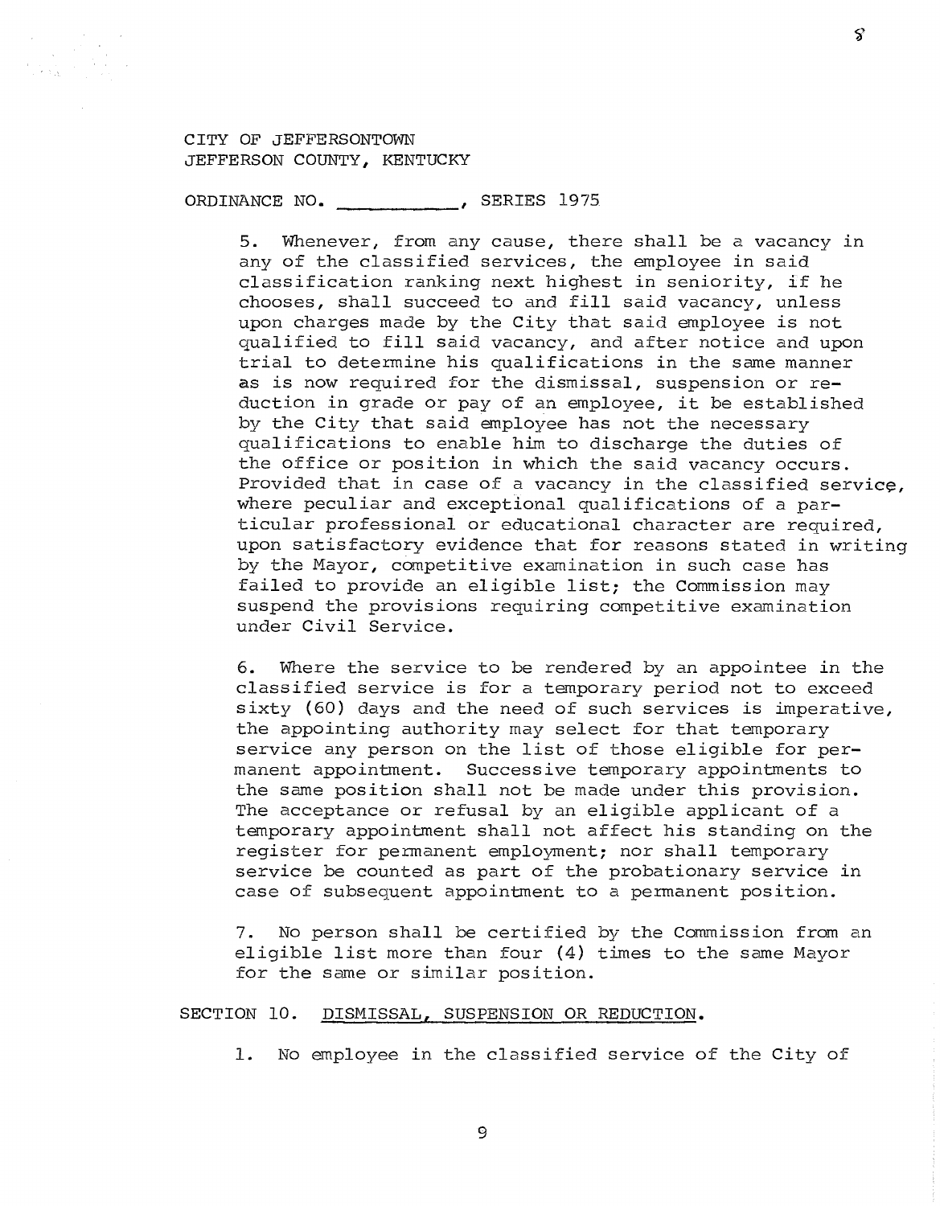CITY OF JEFFERSONTOWN
JEFFERSON COUNTY, KENTUCKY

ORDINANCE NO. ___________, SERIES 1975

5. Whenever, from any cause, there shall be a vacancy in any of the classified services, the employee in said classification ranking next highest in seniority, if he chooses, shall succeed to and fill said vacancy, unless upon charges made by the City that said employee is not qualified to fill said vacancy, and after notice and upon trial to determine his qualifications in the same manner as is now required for the dismissal, suspension or reduction in grade or pay of an employee, it be established by the City that said employee has not the necessary qualifications to enable him to discharge the duties of the office or position in which the said vacancy occurs. Provided that in case of a vacancy in the classified service, where peculiar and exceptional qualifications of a particular professional or educational character are required, upon satisfactory evidence that for reasons stated in writing by the Mayor, competitive examination in such case has failed to provide an eligible list; the Commission may suspend the provisions requiring competitive examination under Civil Service.

6. Where the service to be rendered by an appointee in the classified service is for a temporary period not to exceed sixty (60) days and the need of such services is imperative, the appointing authority may select for that temporary service any person on the list of those eligible for permanent appointment. Successive temporary appointments to the same position shall not be made under this provision. The acceptance or refusal by an eligible applicant of a temporary appointment shall not affect his standing on the register for permanent employment; nor shall temporary service be counted as part of the probationary service in case of subsequent appointment to a permanent position.

7. No person shall be certified by the Commission from an eligible list more than four (4) times to the same Mayor for the same or similar position.

SECTION 10. DISMISSAL, SUSPENSION OR REDUCTION.

1. No employee in the classified service of the City of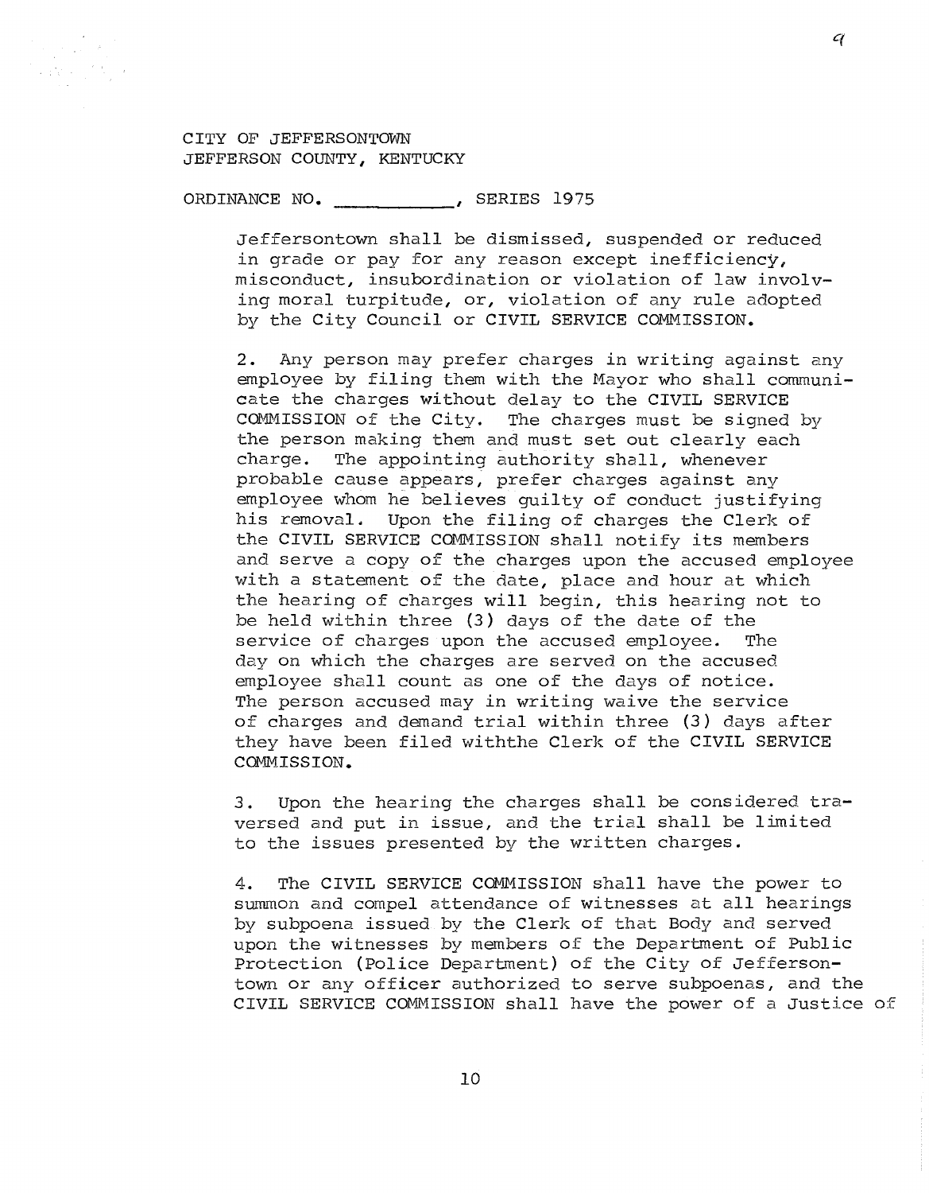CITY OF JEFFERSONTOWN
JEFFERSON COUNTY, KENTUCKY

ORDINANCE NO. ___________, SERIES 1975

Jeffersontown shall be dismissed, suspended or reduced in grade or pay for any reason except inefficiency, misconduct, insubordination or violation of law involving moral turpitude, or, violation of any rule adopted by the City Council or CIVIL SERVICE COMMISSION.

2. Any person may prefer charges in writing against any employee by filing them with the Mayor who shall communicate the charges without delay to the CIVIL SERVICE COMMISSION of the City. The charges must be signed by the person making them and must set out clearly each charge. The appointing authority shall, whenever probable cause appears, prefer charges against any employee whom he believes guilty of conduct justifying his removal. Upon the filing of charges the Clerk of the CIVIL SERVICE COMMISSION shall notify its members and serve a copy of the charges upon the accused employee with a statement of the date, place and hour at which the hearing of charges will begin, this hearing not to be held within three (3) days of the date of the service of charges upon the accused employee. The day on which the charges are served on the accused employee shall count as one of the days of notice. The person accused may in writing waive the service of charges and demand trial within three (3) days after they have been filed withthe Clerk of the CIVIL SERVICE COMMISSION.

3. Upon the hearing the charges shall be considered traversed and put in issue, and the trial shall be limited to the issues presented by the written charges.

4. The CIVIL SERVICE COMMISSION shall have the power to summon and compel attendance of witnesses at all hearings by subpoena issued by the Clerk of that Body and served upon the witnesses by members of the Department of Public Protection (Police Department) of the City of Jeffersontown or any officer authorized to serve subpoenas, and the CIVIL SERVICE COMMISSION shall have the power of a Justice of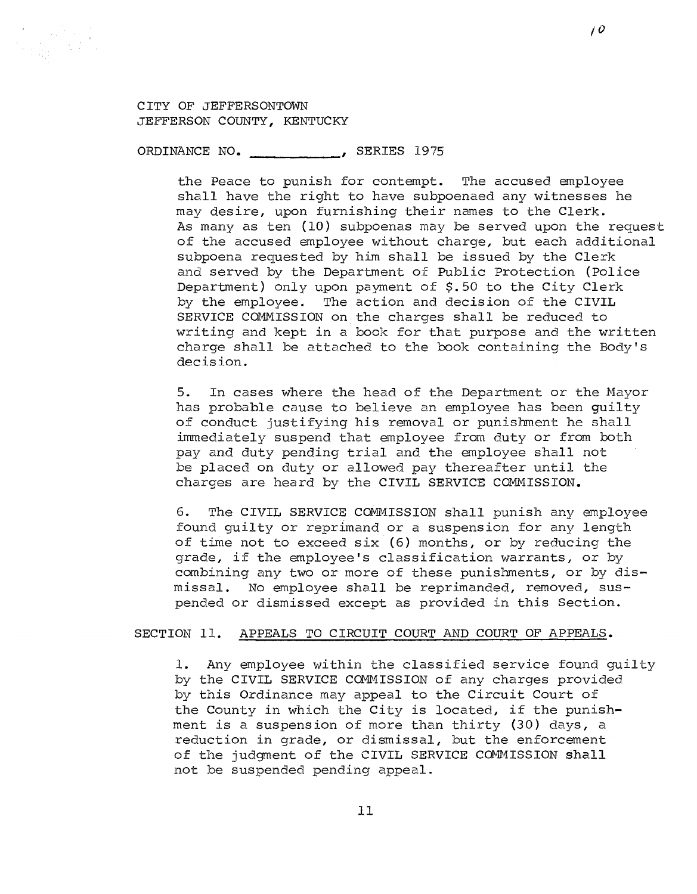CITY OF JEFFERSONTOWN
JEFFERSON COUNTY, KENTUCKY

ORDINANCE NO. ___________, SERIES 1975

the Peace to punish for contempt. The accused employee shall have the right to have subpoenaed any witnesses he may desire, upon furnishing their names to the Clerk. As many as ten (10) subpoenas may be served upon the request of the accused employee without charge, but each additional subpoena requested by him shall be issued by the Clerk and served by the Department of Public Protection (Police Department) only upon payment of $.50 to the City Clerk by the employee. The action and decision of the CIVIL SERVICE COMMISSION on the charges shall be reduced to writing and kept in a book for that purpose and the written charge shall be attached to the book containing the Body's decision.

5. In cases where the head of the Department or the Mayor has probable cause to believe an employee has been guilty of conduct justifying his removal or punishment he shall immediately suspend that employee from duty or from both pay and duty pending trial and the employee shall not be placed on duty or allowed pay thereafter until the charges are heard by the CIVIL SERVICE COMMISSION.

6. The CIVIL SERVICE COMMISSION shall punish any employee found guilty or reprimand or a suspension for any length of time not to exceed six (6) months, or by reducing the grade, if the employee's classification warrants, or by combining any two or more of these punishments, or by dismissal. No employee shall be reprimanded, removed, suspended or dismissed except as provided in this Section.

## SECTION 11. APPEALS TO CIRCUIT COURT AND COURT OF APPEALS.

1. Any employee within the classified service found guilty by the CIVIL SERVICE COMMISSION of any charges provided by this Ordinance may appeal to the Circuit Court of the County in which the City is located, if the punishment is a suspension of more than thirty (30) days, a reduction in grade, or dismissal, but the enforcement of the judgment of the CIVIL SERVICE COMMISSION shall not be suspended pending appeal.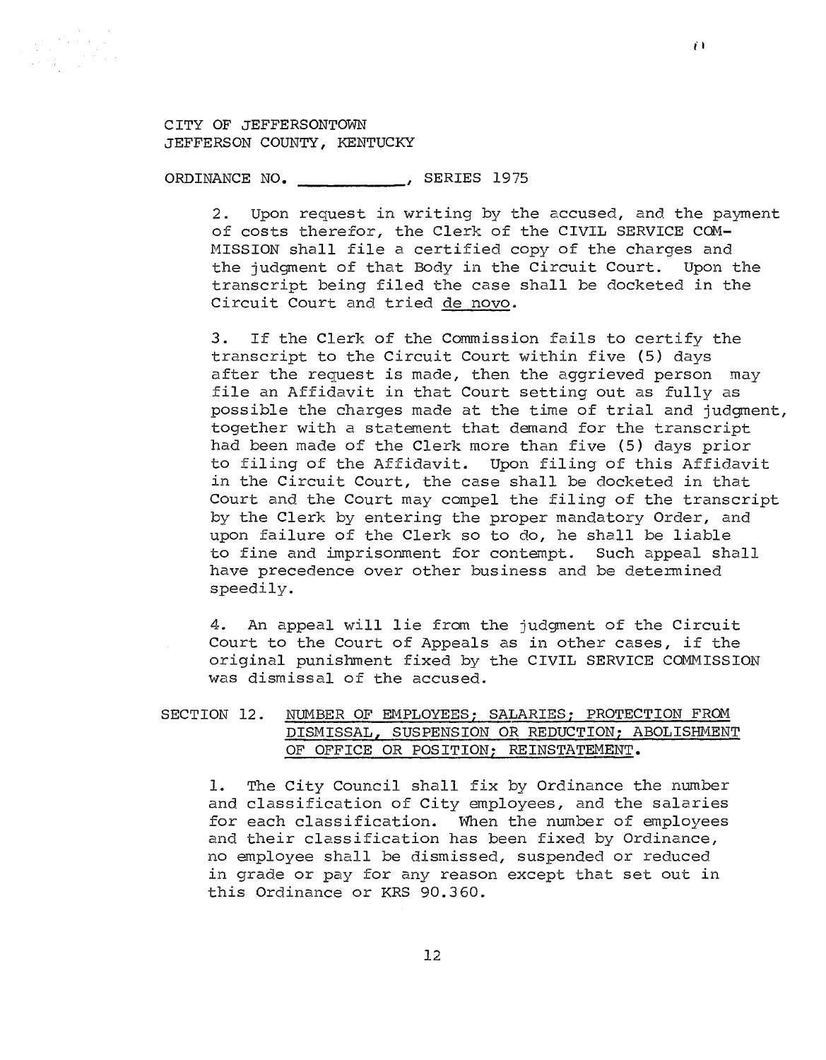CITY OF JEFFERSONTOWN
JEFFERSON COUNTY, KENTUCKY

ORDINANCE NO. ___________, SERIES 1975

2. Upon request in writing by the accused, and the payment of costs therefor, the Clerk of the CIVIL SERVICE COMMISSION shall file a certified copy of the charges and the judgment of that Body in the Circuit Court. Upon the transcript being filed the case shall be docketed in the Circuit Court and tried de novo.

3. If the Clerk of the Commission fails to certify the transcript to the Circuit Court within five (5) days after the request is made, then the aggrieved person may file an Affidavit in that Court setting out as fully as possible the charges made at the time of trial and judgment, together with a statement that demand for the transcript had been made of the Clerk more than five (5) days prior to filing of the Affidavit. Upon filing of this Affidavit in the Circuit Court, the case shall be docketed in that Court and the Court may compel the filing of the transcript by the Clerk by entering the proper mandatory Order, and upon failure of the Clerk so to do, he shall be liable to fine and imprisonment for contempt. Such appeal shall have precedence over other business and be determined speedily.

4. An appeal will lie from the judgment of the Circuit Court to the Court of Appeals as in other cases, if the original punishment fixed by the CIVIL SERVICE COMMISSION was dismissal of the accused.

SECTION 12. NUMBER OF EMPLOYEES; SALARIES; PROTECTION FROM DISMISSAL, SUSPENSION OR REDUCTION; ABOLISHMENT OF OFFICE OR POSITION; REINSTATEMENT.

1. The City Council shall fix by Ordinance the number and classification of City employees, and the salaries for each classification. When the number of employees and their classification has been fixed by Ordinance, no employee shall be dismissed, suspended or reduced in grade or pay for any reason except that set out in this Ordinance or KRS 90.360.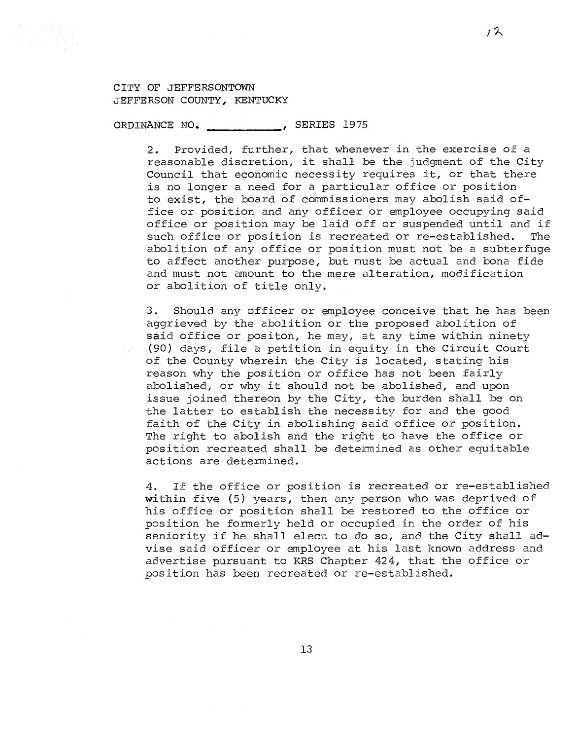CITY OF JEFFERSONTOWN
JEFFERSON COUNTY, KENTUCKY

ORDINANCE NO. ___________, SERIES 1975

2. Provided, further, that whenever in the exercise of a reasonable discretion, it shall be the judgment of the City Council that economic necessity requires it, or that there is no longer a need for a particular office or position to exist, the board of commissioners may abolish said office or position and any officer or employee occupying said office or position may be laid off or suspended until and if such office or position is recreated or re-established. The abolition of any office or position must not be a subterfuge to affect another purpose, but must be actual and bona fide and must not amount to the mere alteration, modification or abolition of title only.

3. Should any officer or employee conceive that he has been aggrieved by the abolition or the proposed abolition of said office or positon, he may, at any time within ninety (90) days, file a petition in equity in the Circuit Court of the County wherein the City is located, stating his reason why the position or office has not been fairly abolished, or why it should not be abolished, and upon issue joined thereon by the City, the burden shall be on the latter to establish the necessity for and the good faith of the City in abolishing said office or position. The right to abolish and the right to have the office or position recreated shall be determined as other equitable actions are determined.

4. If the office or position is recreated or re-established within five (5) years, then any person who was deprived of his office or position shall be restored to the office or position he formerly held or occupied in the order of his seniority if he shall elect to do so, and the City shall advise said officer or employee at his last known address and advertise pursuant to KRS Chapter 424, that the office or position has been recreated or re-established.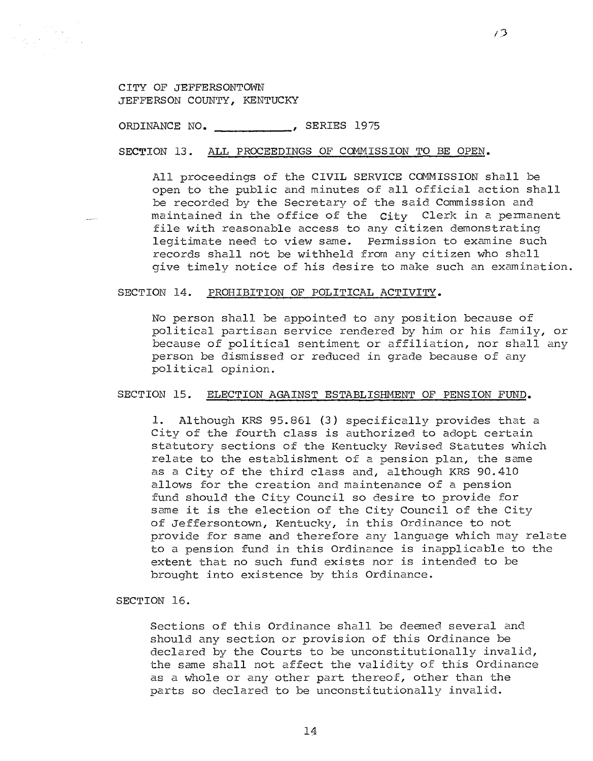CITY OF JEFFERSONTOWN
JEFFERSON COUNTY, KENTUCKY

ORDINANCE NO. ___________, SERIES 1975

SECTION 13. ALL PROCEEDINGS OF COMMISSION TO BE OPEN.

All proceedings of the CIVIL SERVICE COMMISSION shall be open to the public and minutes of all official action shall be recorded by the Secretary of the said Commission and maintained in the office of the City Clerk in a permanent file with reasonable access to any citizen demonstrating legitimate need to view same. Permission to examine such records shall not be withheld from any citizen who shall give timely notice of his desire to make such an examination.

SECTION 14. PROHIBITION OF POLITICAL ACTIVITY.

No person shall be appointed to any position because of political partisan service rendered by him or his family, or because of political sentiment or affiliation, nor shall any person be dismissed or reduced in grade because of any political opinion.

SECTION 15. ELECTION AGAINST ESTABLISHMENT OF PENSION FUND.

1. Although KRS 95.861 (3) specifically provides that a City of the fourth class is authorized to adopt certain statutory sections of the Kentucky Revised Statutes which relate to the establishment of a pension plan, the same as a City of the third class and, although KRS 90.410 allows for the creation and maintenance of a pension fund should the City Council so desire to provide for same it is the election of the City Council of the City of Jeffersontown, Kentucky, in this Ordinance to not provide for same and therefore any language which may relate to a pension fund in this Ordinance is inapplicable to the extent that no such fund exists nor is intended to be brought into existence by this Ordinance.

SECTION 16.

Sections of this Ordinance shall be deemed several and should any section or provision of this Ordinance be declared by the Courts to be unconstitutionally invalid, the same shall not affect the validity of this Ordinance as a whole or any other part thereof, other than the parts so declared to be unconstitutionally invalid.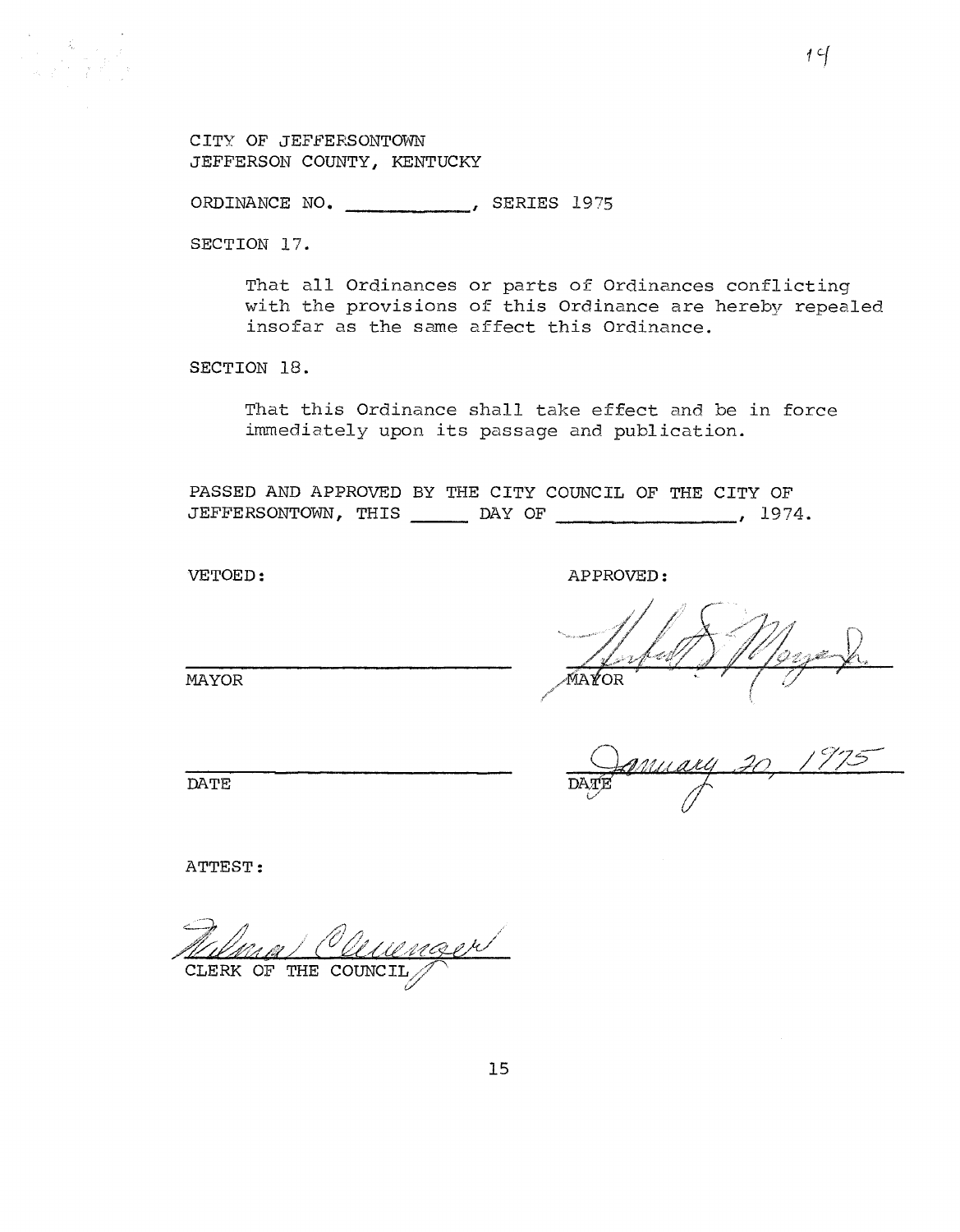CITY OF JEFFERSONTOWN
JEFFERSON COUNTY, KENTUCKY

ORDINANCE NO. ___________, SERIES 1975

SECTION 17.

That all Ordinances or parts of Ordinances conflicting with the provisions of this Ordinance are hereby repealed insofar as the same affect this Ordinance.

SECTION 18.

That this Ordinance shall take effect and be in force immediately upon its passage and publication.

PASSED AND APPROVED BY THE CITY COUNCIL OF THE CITY OF JEFFERSONTOWN, THIS _____ DAY OF _______________, 1974.

VETOED:

_________________________
MAYOR

_________________________
DATE

APPROVED:

*[signature]*
MAYOR

*January 20, 1975*
DATE

ATTEST:

*[signature]*
CLERK OF THE COUNCIL